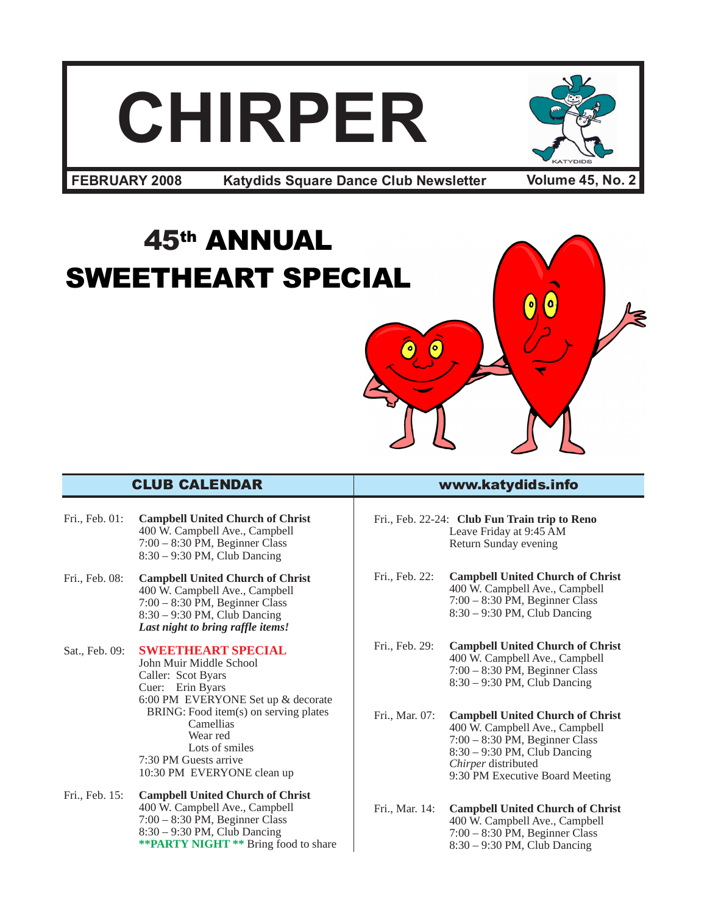# CHIRPER

**FEBRUARY 2008** | **Katydids Square Dance Club Newsletter** | **Volume 45, No. 2**

# 45th ANNUAL SWEETHEART SPECIAL

## CLUB CALENDAR

**www.katydids.info**

Fri., Feb. 01: **Campbell United Church of Christ**
400 W. Campbell Ave., Campbell
7:00 – 8:30 PM, Beginner Class
8:30 – 9:30 PM, Club Dancing

Fri., Feb. 08: **Campbell United Church of Christ**
400 W. Campbell Ave., Campbell
7:00 – 8:30 PM, Beginner Class
8:30 – 9:30 PM, Club Dancing
***Last night to bring raffle items!***

Sat., Feb. 09: **SWEETHEART SPECIAL**
John Muir Middle School
Caller: Scot Byars
Cuer: Erin Byars
6:00 PM EVERYONE Set up & decorate
BRING: Food item(s) on serving plates
Camellias
Wear red
Lots of smiles
7:30 PM Guests arrive
10:30 PM EVERYONE clean up

Fri., Feb. 15: **Campbell United Church of Christ**
400 W. Campbell Ave., Campbell
7:00 – 8:30 PM, Beginner Class
8:30 – 9:30 PM, Club Dancing
****PARTY NIGHT **** Bring food to share

Fri., Feb. 22-24: **Club Fun Train trip to Reno**
Leave Friday at 9:45 AM
Return Sunday evening

Fri., Feb. 22: **Campbell United Church of Christ**
400 W. Campbell Ave., Campbell
7:00 – 8:30 PM, Beginner Class
8:30 – 9:30 PM, Club Dancing

Fri., Feb. 29: **Campbell United Church of Christ**
400 W. Campbell Ave., Campbell
7:00 – 8:30 PM, Beginner Class
8:30 – 9:30 PM, Club Dancing

Fri., Mar. 07: **Campbell United Church of Christ**
400 W. Campbell Ave., Campbell
7:00 – 8:30 PM, Beginner Class
8:30 – 9:30 PM, Club Dancing
*Chirper* distributed
9:30 PM Executive Board Meeting

Fri., Mar. 14: **Campbell United Church of Christ**
400 W. Campbell Ave., Campbell
7:00 – 8:30 PM, Beginner Class
8:30 – 9:30 PM, Club Dancing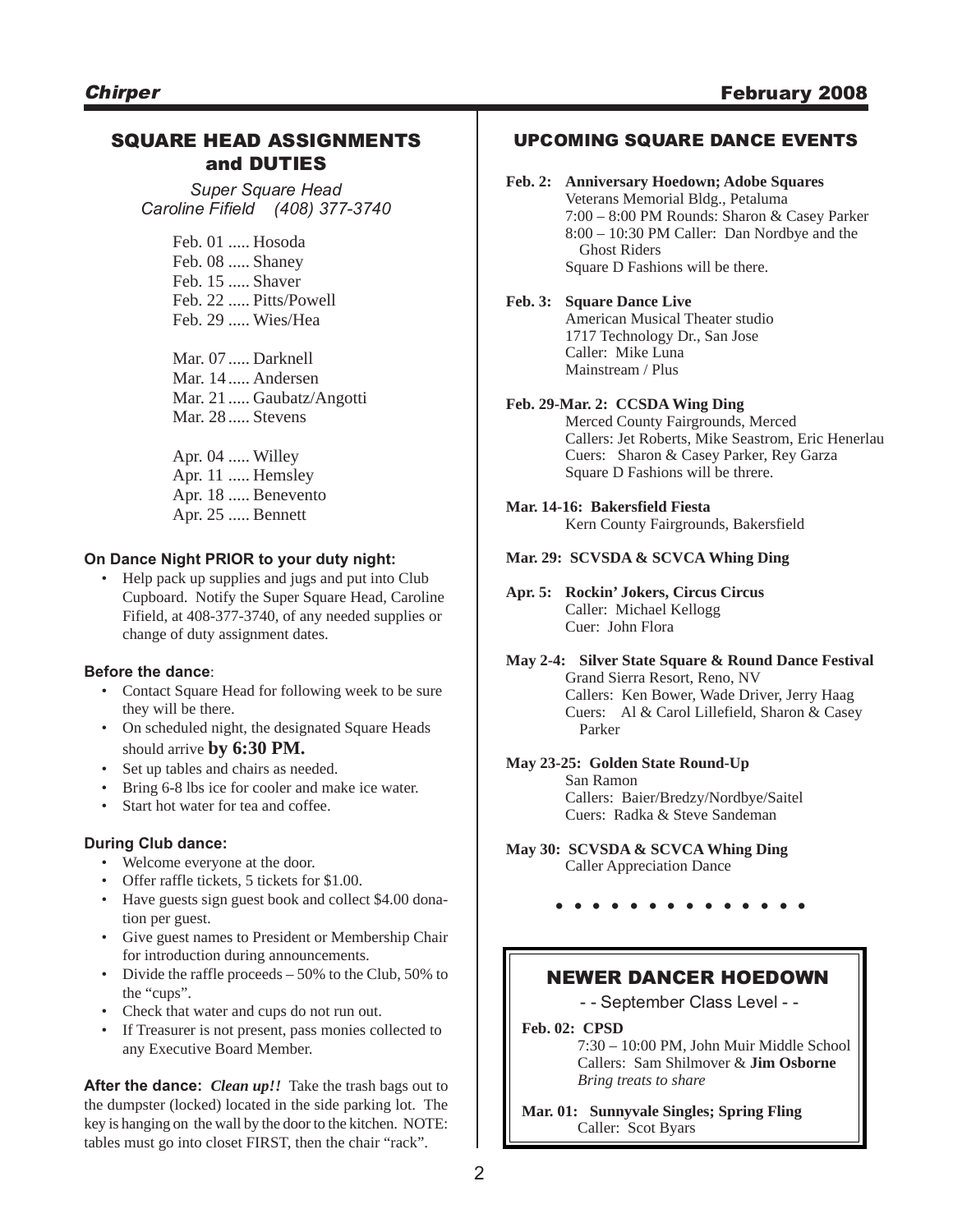## SQUARE HEAD ASSIGNMENTS and DUTIES

*Super Square Head*
*Caroline Fifield (408) 377-3740*

Feb. 01 ..... Hosoda
Feb. 08 ..... Shaney
Feb. 15 ..... Shaver
Feb. 22 ..... Pitts/Powell
Feb. 29 ..... Wies/Hea

Mar. 07 ..... Darknell
Mar. 14 ..... Andersen
Mar. 21 ..... Gaubatz/Angotti
Mar. 28 ..... Stevens

Apr. 04 ..... Willey
Apr. 11 ..... Hemsley
Apr. 18 ..... Benevento
Apr. 25 ..... Bennett

**On Dance Night PRIOR to your duty night:**

- Help pack up supplies and jugs and put into Club Cupboard. Notify the Super Square Head, Caroline Fifield, at 408-377-3740, of any needed supplies or change of duty assignment dates.

**Before the dance**:

- Contact Square Head for following week to be sure they will be there.
- On scheduled night, the designated Square Heads should arrive **by 6:30 PM.**
- Set up tables and chairs as needed.
- Bring 6-8 lbs ice for cooler and make ice water.
- Start hot water for tea and coffee.

**During Club dance:**

- Welcome everyone at the door.
- Offer raffle tickets, 5 tickets for $1.00.
- Have guests sign guest book and collect $4.00 donation per guest.
- Give guest names to President or Membership Chair for introduction during announcements.
- Divide the raffle proceeds – 50% to the Club, 50% to the "cups".
- Check that water and cups do not run out.
- If Treasurer is not present, pass monies collected to any Executive Board Member.

**After the dance:** ***Clean up!!*** Take the trash bags out to the dumpster (locked) located in the side parking lot. The key is hanging on the wall by the door to the kitchen. NOTE: tables must go into closet FIRST, then the chair "rack".

## UPCOMING SQUARE DANCE EVENTS

**Feb. 2: Anniversary Hoedown; Adobe Squares**
Veterans Memorial Bldg., Petaluma
7:00 – 8:00 PM Rounds: Sharon & Casey Parker
8:00 – 10:30 PM Caller: Dan Nordbye and the Ghost Riders
Square D Fashions will be there.

**Feb. 3: Square Dance Live**
American Musical Theater studio
1717 Technology Dr., San Jose
Caller: Mike Luna
Mainstream / Plus

**Feb. 29-Mar. 2: CCSDA Wing Ding**
Merced County Fairgrounds, Merced
Callers: Jet Roberts, Mike Seastrom, Eric Henerlau
Cuers: Sharon & Casey Parker, Rey Garza
Square D Fashions will be threre.

**Mar. 14-16: Bakersfield Fiesta**
Kern County Fairgrounds, Bakersfield

**Mar. 29: SCVSDA & SCVCA Whing Ding**

**Apr. 5: Rockin' Jokers, Circus Circus**
Caller: Michael Kellogg
Cuer: John Flora

**May 2-4: Silver State Square & Round Dance Festival**
Grand Sierra Resort, Reno, NV
Callers: Ken Bower, Wade Driver, Jerry Haag
Cuers: Al & Carol Lillefield, Sharon & Casey Parker

**May 23-25: Golden State Round-Up**
San Ramon
Callers: Baier/Bredzy/Nordbye/Saitel
Cuers: Radka & Steve Sandeman

**May 30: SCVSDA & SCVCA Whing Ding**
Caller Appreciation Dance

• • • • • • • • • • • • • •

## NEWER DANCER HOEDOWN

- - September Class Level - -

**Feb. 02: CPSD**
7:30 – 10:00 PM, John Muir Middle School
Callers: Sam Shilmover & **Jim Osborne**
*Bring treats to share*

**Mar. 01: Sunnyvale Singles; Spring Fling**
Caller: Scot Byars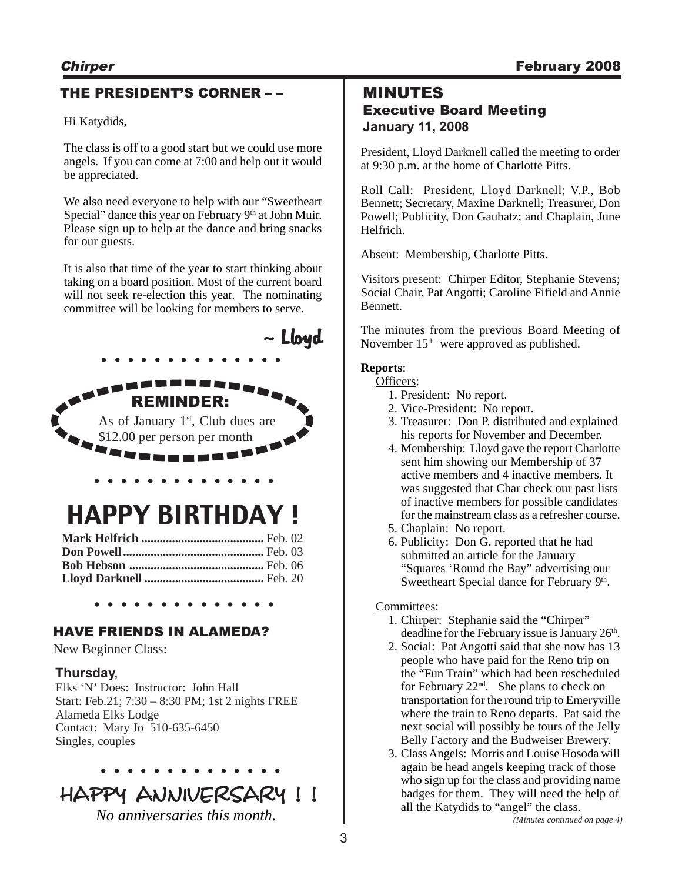## THE PRESIDENT'S CORNER – –

Hi Katydids,

The class is off to a good start but we could use more angels. If you can come at 7:00 and help out it would be appreciated.

We also need everyone to help with our "Sweetheart Special" dance this year on February 9th at John Muir. Please sign up to help at the dance and bring snacks for our guests.

It is also that time of the year to start thinking about taking on a board position. Most of the current board will not seek re-election this year. The nominating committee will be looking for members to serve.

~ Lloyd

**REMINDER:**

As of January 1st, Club dues are $12.00 per person per month

## HAPPY BIRTHDAY !

**Mark Helfrich** ........................................ Feb. 02
**Don Powell** ............................................. Feb. 03
**Bob Hebson** ........................................... Feb. 06
**Lloyd Darknell** ...................................... Feb. 20

## HAVE FRIENDS IN ALAMEDA?

New Beginner Class:

**Thursday,**
Elks 'N' Does: Instructor: John Hall
Start: Feb.21; 7:30 – 8:30 PM; 1st 2 nights FREE
Alameda Elks Lodge
Contact: Mary Jo 510-635-6450
Singles, couples

## HAPPY ANNIVERSARY ! !

*No anniversaries this month.*

## MINUTES
### Executive Board Meeting
**January 11, 2008**

President, Lloyd Darknell called the meeting to order at 9:30 p.m. at the home of Charlotte Pitts.

Roll Call: President, Lloyd Darknell; V.P., Bob Bennett; Secretary, Maxine Darknell; Treasurer, Don Powell; Publicity, Don Gaubatz; and Chaplain, June Helfrich.

Absent: Membership, Charlotte Pitts.

Visitors present: Chirper Editor, Stephanie Stevens; Social Chair, Pat Angotti; Caroline Fifield and Annie Bennett.

The minutes from the previous Board Meeting of November 15th were approved as published.

**Reports**:

Officers:

1. President: No report.
2. Vice-President: No report.
3. Treasurer: Don P. distributed and explained his reports for November and December.
4. Membership: Lloyd gave the report Charlotte sent him showing our Membership of 37 active members and 4 inactive members. It was suggested that Char check our past lists of inactive members for possible candidates for the mainstream class as a refresher course.
5. Chaplain: No report.
6. Publicity: Don G. reported that he had submitted an article for the January "Squares 'Round the Bay" advertising our Sweetheart Special dance for February 9th.

Committees:

1. Chirper: Stephanie said the "Chirper" deadline for the February issue is January 26th.
2. Social: Pat Angotti said that she now has 13 people who have paid for the Reno trip on the "Fun Train" which had been rescheduled for February 22nd. She plans to check on transportation for the round trip to Emeryville where the train to Reno departs. Pat said the next social will possibly be tours of the Jelly Belly Factory and the Budweiser Brewery.
3. Class Angels: Morris and Louise Hosoda will again be head angels keeping track of those who sign up for the class and providing name badges for them. They will need the help of all the Katydids to "angel" the class.

*(Minutes continued on page 4)*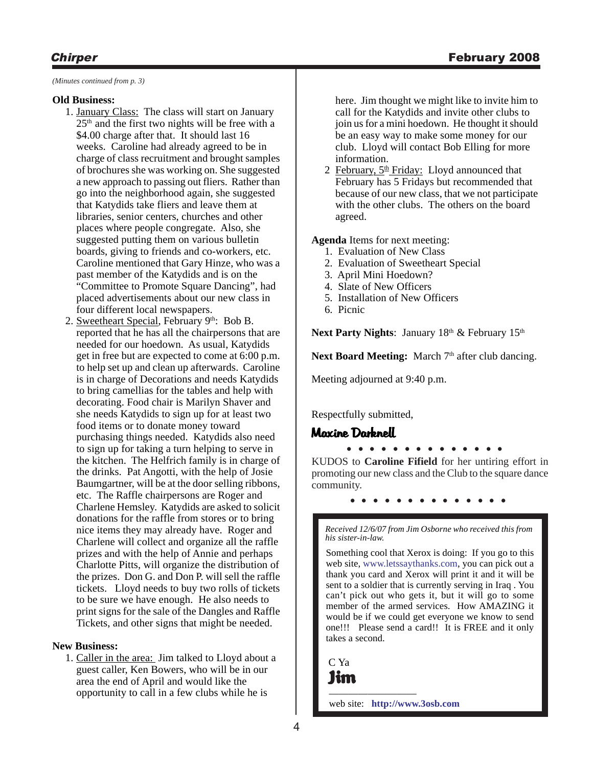*(Minutes continued from p. 3)*

**Old Business:**

1. January Class: The class will start on January 25th and the first two nights will be free with a $4.00 charge after that. It should last 16 weeks. Caroline had already agreed to be in charge of class recruitment and brought samples of brochures she was working on. She suggested a new approach to passing out fliers. Rather than go into the neighborhood again, she suggested that Katydids take fliers and leave them at libraries, senior centers, churches and other places where people congregate. Also, she suggested putting them on various bulletin boards, giving to friends and co-workers, etc. Caroline mentioned that Gary Hinze, who was a past member of the Katydids and is on the "Committee to Promote Square Dancing", had placed advertisements about our new class in four different local newspapers.
2. Sweetheart Special, February 9th: Bob B. reported that he has all the chairpersons that are needed for our hoedown. As usual, Katydids get in free but are expected to come at 6:00 p.m. to help set up and clean up afterwards. Caroline is in charge of Decorations and needs Katydids to bring camellias for the tables and help with decorating. Food chair is Marilyn Shaver and she needs Katydids to sign up for at least two food items or to donate money toward purchasing things needed. Katydids also need to sign up for taking a turn helping to serve in the kitchen. The Helfrich family is in charge of the drinks. Pat Angotti, with the help of Josie Baumgartner, will be at the door selling ribbons, etc. The Raffle chairpersons are Roger and Charlene Hemsley. Katydids are asked to solicit donations for the raffle from stores or to bring nice items they may already have. Roger and Charlene will collect and organize all the raffle prizes and with the help of Annie and perhaps Charlotte Pitts, will organize the distribution of the prizes. Don G. and Don P. will sell the raffle tickets. Lloyd needs to buy two rolls of tickets to be sure we have enough. He also needs to print signs for the sale of the Dangles and Raffle Tickets, and other signs that might be needed.

**New Business:**

1. Caller in the area: Jim talked to Lloyd about a guest caller, Ken Bowers, who will be in our area the end of April and would like the opportunity to call in a few clubs while he is here. Jim thought we might like to invite him to call for the Katydids and invite other clubs to join us for a mini hoedown. He thought it should be an easy way to make some money for our club. Lloyd will contact Bob Elling for more information.
2. February, 5th Friday: Lloyd announced that February has 5 Fridays but recommended that because of our new class, that we not participate with the other clubs. The others on the board agreed.

**Agenda** Items for next meeting:

1. Evaluation of New Class
2. Evaluation of Sweetheart Special
3. April Mini Hoedown?
4. Slate of New Officers
5. Installation of New Officers
6. Picnic

**Next Party Nights**: January 18th & February 15th

**Next Board Meeting:** March 7th after club dancing.

Meeting adjourned at 9:40 p.m.

Respectfully submitted,

**Maxine Darknell**

• • • • • • • • • • • • • •

KUDOS to **Caroline Fifield** for her untiring effort in promoting our new class and the Club to the square dance community.

• • • • • • • • • • • • • •

*Received 12/6/07 from Jim Osborne who received this from his sister-in-law.*

Something cool that Xerox is doing: If you go to this web site, www.letssaythanks.com, you can pick out a thank you card and Xerox will print it and it will be sent to a soldier that is currently serving in Iraq . You can't pick out who gets it, but it will go to some member of the armed services. How AMAZING it would be if we could get everyone we know to send one!!! Please send a card!! It is FREE and it only takes a second.

C Ya

**Jim**

web site: **http://www.3osb.com**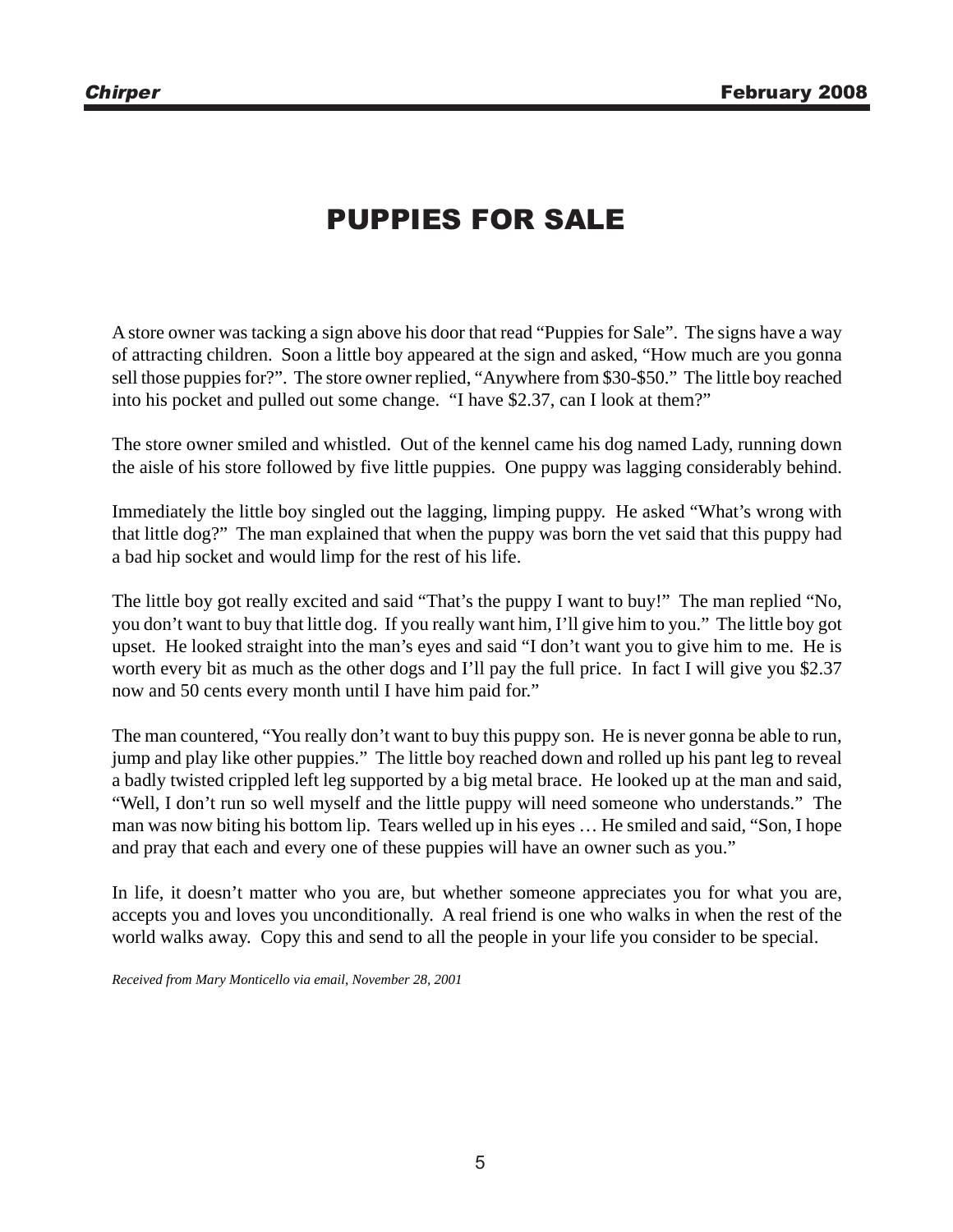# PUPPIES FOR SALE

A store owner was tacking a sign above his door that read “Puppies for Sale”. The signs have a way of attracting children. Soon a little boy appeared at the sign and asked, “How much are you gonna sell those puppies for?”. The store owner replied, “Anywhere from $30-$50.” The little boy reached into his pocket and pulled out some change. “I have $2.37, can I look at them?”

The store owner smiled and whistled. Out of the kennel came his dog named Lady, running down the aisle of his store followed by five little puppies. One puppy was lagging considerably behind.

Immediately the little boy singled out the lagging, limping puppy. He asked “What’s wrong with that little dog?” The man explained that when the puppy was born the vet said that this puppy had a bad hip socket and would limp for the rest of his life.

The little boy got really excited and said “That’s the puppy I want to buy!” The man replied “No, you don’t want to buy that little dog. If you really want him, I’ll give him to you.” The little boy got upset. He looked straight into the man’s eyes and said “I don’t want you to give him to me. He is worth every bit as much as the other dogs and I’ll pay the full price. In fact I will give you $2.37 now and 50 cents every month until I have him paid for.”

The man countered, “You really don’t want to buy this puppy son. He is never gonna be able to run, jump and play like other puppies.” The little boy reached down and rolled up his pant leg to reveal a badly twisted crippled left leg supported by a big metal brace. He looked up at the man and said, “Well, I don’t run so well myself and the little puppy will need someone who understands.” The man was now biting his bottom lip. Tears welled up in his eyes … He smiled and said, “Son, I hope and pray that each and every one of these puppies will have an owner such as you.”

In life, it doesn’t matter who you are, but whether someone appreciates you for what you are, accepts you and loves you unconditionally. A real friend is one who walks in when the rest of the world walks away. Copy this and send to all the people in your life you consider to be special.

*Received from Mary Monticello via email, November 28, 2001*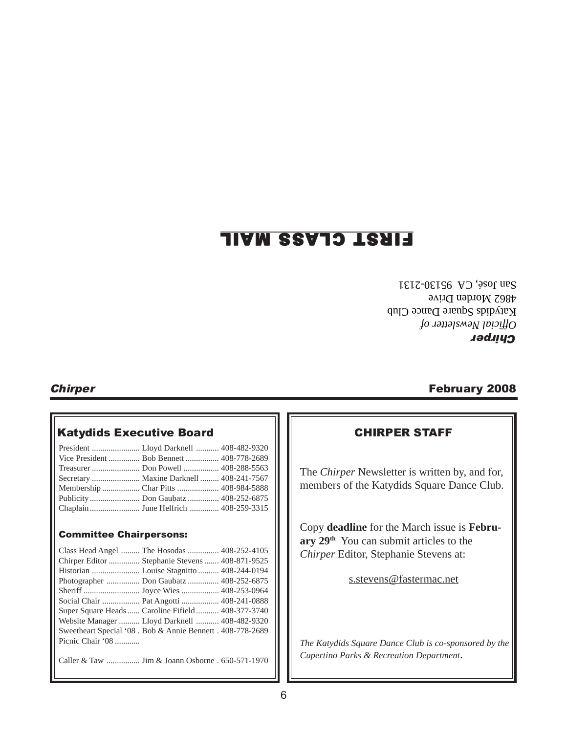FIRST CLASS MAIL

***Chirper***
*Official Newsletter of*
Katydids Square Dance Club
4862 Morden Drive
San José, CA 95130-2131

***Chirper*** **February 2008**

## Katydids Executive Board

| | | |
|---|---|---|
| President | Lloyd Darknell | 408-482-9320 |
| Vice President | Bob Bennett | 408-778-2689 |
| Treasurer | Don Powell | 408-288-5563 |
| Secretary | Maxine Darknell | 408-241-7567 |
| Membership | Char Pitts | 408-984-5888 |
| Publicity | Don Gaubatz | 408-252-6875 |
| Chaplain | June Helfrich | 408-259-3315 |

### Committee Chairpersons:

| | | |
|---|---|---|
| Class Head Angel | The Hosodas | 408-252-4105 |
| Chirper Editor | Stephanie Stevens | 408-871-9525 |
| Historian | Louise Stagnitto | 408-244-0194 |
| Photographer | Don Gaubatz | 408-252-6875 |
| Sheriff | Joyce Wies | 408-253-0964 |
| Social Chair | Pat Angotti | 408-241-0888 |
| Super Square Heads | Caroline Fifield | 408-377-3740 |
| Website Manager | Lloyd Darknell | 408-482-9320 |
| Sweetheart Special '08 | Bob & Annie Bennett | 408-778-2689 |
| Picnic Chair '08 | | |
| Caller & Taw | Jim & Joann Osborne | 650-571-1970 |

## CHIRPER STAFF

The *Chirper* Newsletter is written by, and for, members of the Katydids Square Dance Club.

Copy **deadline** for the March issue is **February 29th** You can submit articles to the *Chirper* Editor, Stephanie Stevens at:

s.stevens@fastermac.net

*The Katydids Square Dance Club is co-sponsored by the Cupertino Parks & Recreation Department.*